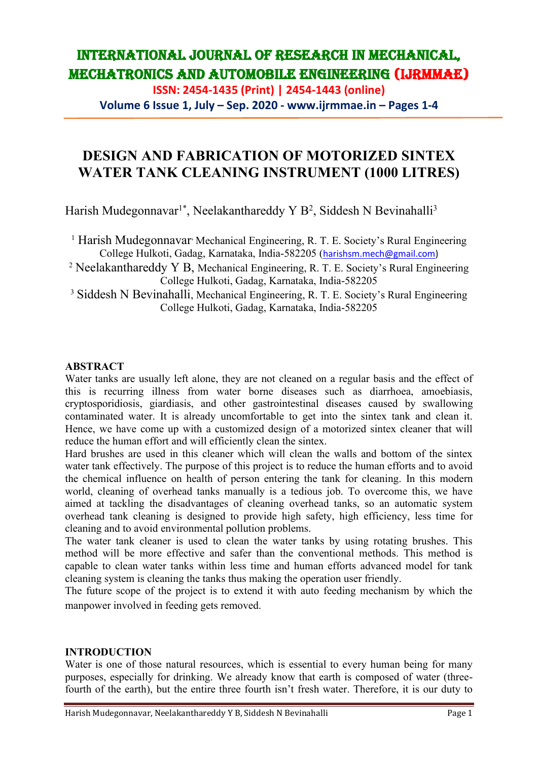# DESIGN AND FABRICATION OF MOTORIZED SINTEX WATER TANK CLEANING INSTRUMENT (1000 LITRES)

Harish Mudegonnavar[1*], Neelakanthareddy Y B[2], Siddesh N Bevinahalli[3]

[1] Harish Mudegonnavar, Mechanical Engineering, R. T. E. Society's Rural Engineering College Hulkoti, Gadag, Karnataka, India-582205 (harishsm.mech@gmail.com)

[2] Neelakanthareddy Y B, Mechanical Engineering, R. T. E. Society's Rural Engineering College Hulkoti, Gadag, Karnataka, India-582205

[3] Siddesh N Bevinahalli, Mechanical Engineering, R. T. E. Society's Rural Engineering College Hulkoti, Gadag, Karnataka, India-582205

## ABSTRACT

Water tanks are usually left alone, they are not cleaned on a regular basis and the effect of this is recurring illness from water borne diseases such as diarrhoea, amoebiasis, cryptosporidiosis, giardiasis, and other gastrointestinal diseases caused by swallowing contaminated water. It is already uncomfortable to get into the sintex tank and clean it. Hence, we have come up with a customized design of a motorized sintex cleaner that will reduce the human effort and will efficiently clean the sintex.

Hard brushes are used in this cleaner which will clean the walls and bottom of the sintex water tank effectively. The purpose of this project is to reduce the human efforts and to avoid the chemical influence on health of person entering the tank for cleaning. In this modern world, cleaning of overhead tanks manually is a tedious job. To overcome this, we have aimed at tackling the disadvantages of cleaning overhead tanks, so an automatic system overhead tank cleaning is designed to provide high safety, high efficiency, less time for cleaning and to avoid environmental pollution problems.

The water tank cleaner is used to clean the water tanks by using rotating brushes. This method will be more effective and safer than the conventional methods. This method is capable to clean water tanks within less time and human efforts advanced model for tank cleaning system is cleaning the tanks thus making the operation user friendly.

The future scope of the project is to extend it with auto feeding mechanism by which the manpower involved in feeding gets removed.

## INTRODUCTION

Water is one of those natural resources, which is essential to every human being for many purposes, especially for drinking. We already know that earth is composed of water (three-fourth of the earth), but the entire three fourth isn't fresh water. Therefore, it is our duty to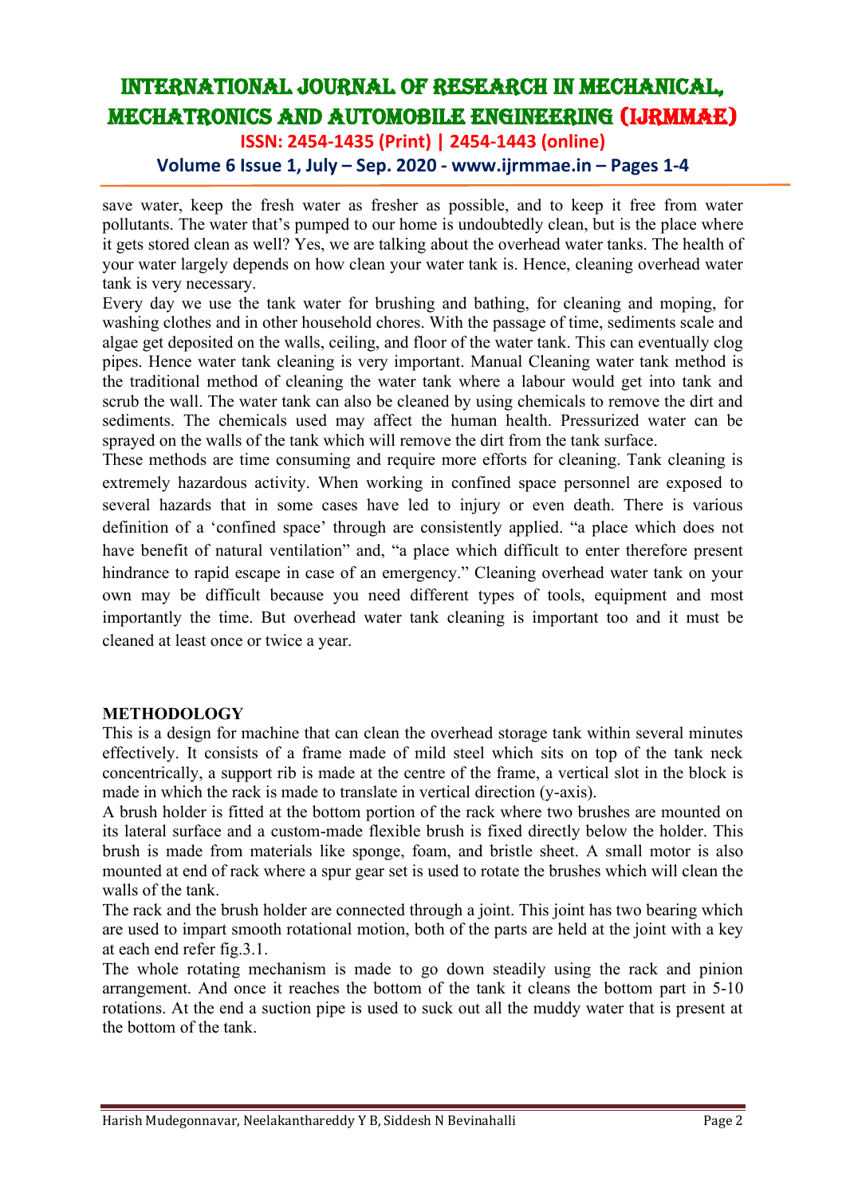save water, keep the fresh water as fresher as possible, and to keep it free from water pollutants. The water that's pumped to our home is undoubtedly clean, but is the place where it gets stored clean as well? Yes, we are talking about the overhead water tanks. The health of your water largely depends on how clean your water tank is. Hence, cleaning overhead water tank is very necessary.

Every day we use the tank water for brushing and bathing, for cleaning and moping, for washing clothes and in other household chores. With the passage of time, sediments scale and algae get deposited on the walls, ceiling, and floor of the water tank. This can eventually clog pipes. Hence water tank cleaning is very important. Manual Cleaning water tank method is the traditional method of cleaning the water tank where a labour would get into tank and scrub the wall. The water tank can also be cleaned by using chemicals to remove the dirt and sediments. The chemicals used may affect the human health. Pressurized water can be sprayed on the walls of the tank which will remove the dirt from the tank surface.

These methods are time consuming and require more efforts for cleaning. Tank cleaning is extremely hazardous activity. When working in confined space personnel are exposed to several hazards that in some cases have led to injury or even death. There is various definition of a 'confined space' through are consistently applied. "a place which does not have benefit of natural ventilation" and, "a place which difficult to enter therefore present hindrance to rapid escape in case of an emergency." Cleaning overhead water tank on your own may be difficult because you need different types of tools, equipment and most importantly the time. But overhead water tank cleaning is important too and it must be cleaned at least once or twice a year.

## METHODOLOGY

This is a design for machine that can clean the overhead storage tank within several minutes effectively. It consists of a frame made of mild steel which sits on top of the tank neck concentrically, a support rib is made at the centre of the frame, a vertical slot in the block is made in which the rack is made to translate in vertical direction (y-axis).

A brush holder is fitted at the bottom portion of the rack where two brushes are mounted on its lateral surface and a custom-made flexible brush is fixed directly below the holder. This brush is made from materials like sponge, foam, and bristle sheet. A small motor is also mounted at end of rack where a spur gear set is used to rotate the brushes which will clean the walls of the tank.

The rack and the brush holder are connected through a joint. This joint has two bearing which are used to impart smooth rotational motion, both of the parts are held at the joint with a key at each end refer fig.3.1.

The whole rotating mechanism is made to go down steadily using the rack and pinion arrangement. And once it reaches the bottom of the tank it cleans the bottom part in 5-10 rotations. At the end a suction pipe is used to suck out all the muddy water that is present at the bottom of the tank.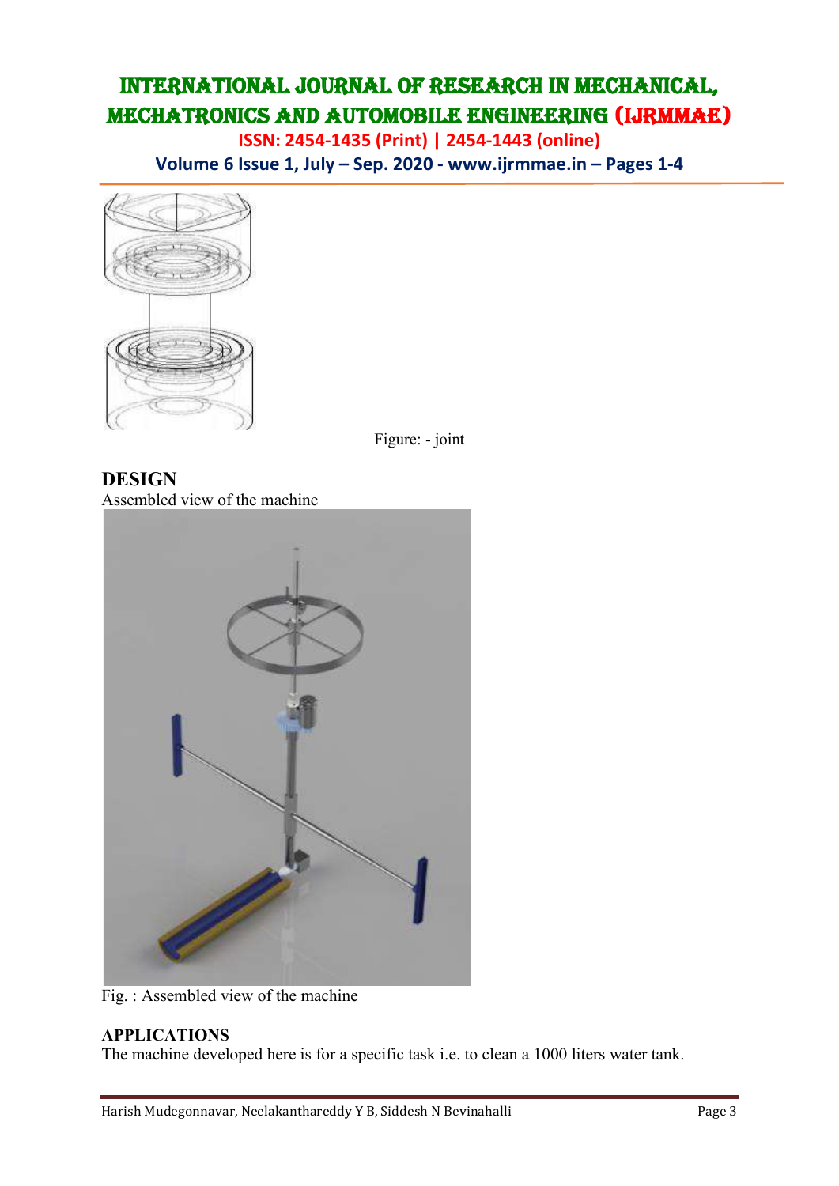Figure: - joint

## DESIGN

Assembled view of the machine

Fig. : Assembled view of the machine

### APPLICATIONS

The machine developed here is for a specific task i.e. to clean a 1000 liters water tank.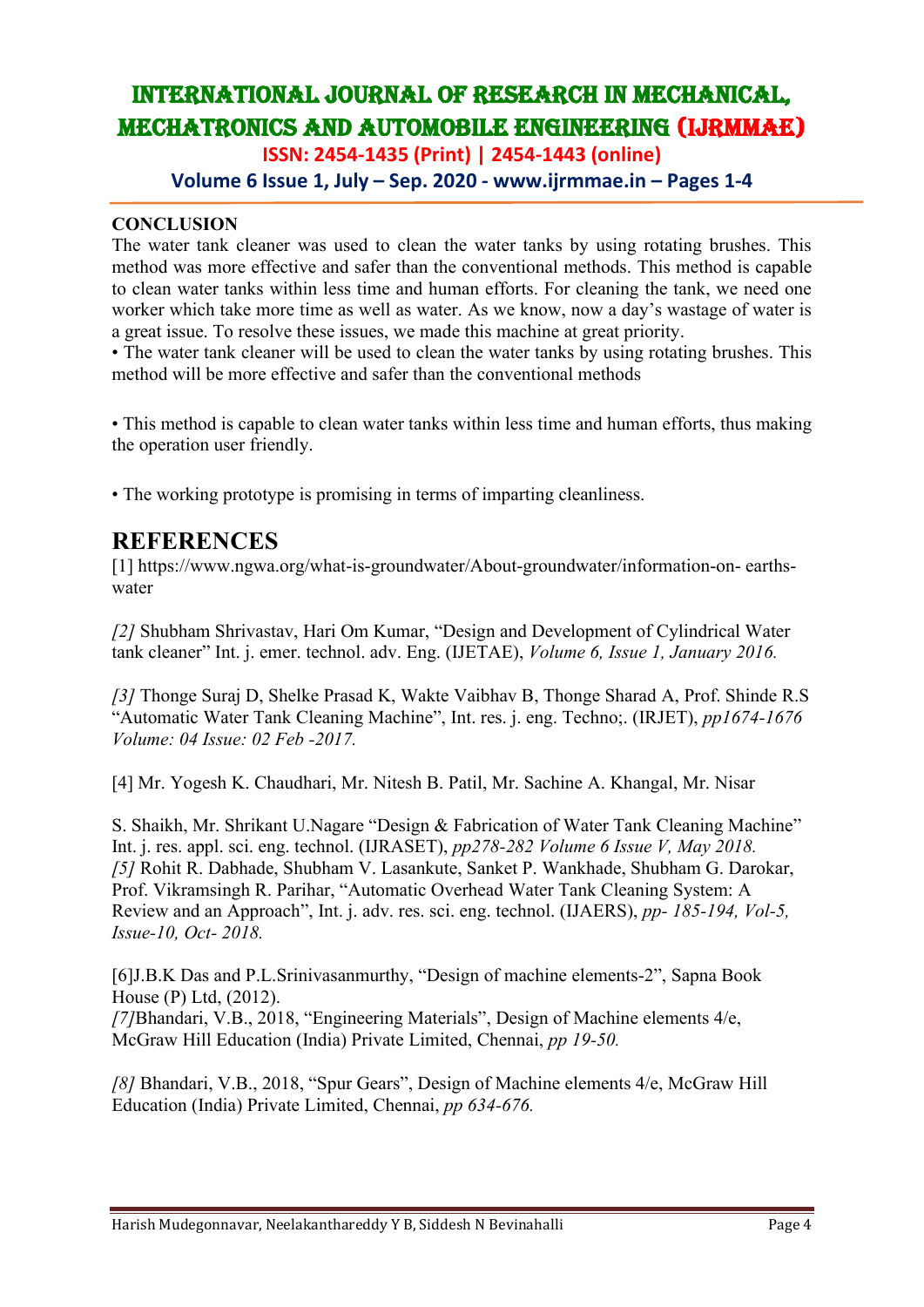## CONCLUSION

The water tank cleaner was used to clean the water tanks by using rotating brushes. This method was more effective and safer than the conventional methods. This method is capable to clean water tanks within less time and human efforts. For cleaning the tank, we need one worker which take more time as well as water. As we know, now a day's wastage of water is a great issue. To resolve these issues, we made this machine at great priority.

- The water tank cleaner will be used to clean the water tanks by using rotating brushes. This method will be more effective and safer than the conventional methods

- This method is capable to clean water tanks within less time and human efforts, thus making the operation user friendly.

- The working prototype is promising in terms of imparting cleanliness.

# REFERENCES

[1] https://www.ngwa.org/what-is-groundwater/About-groundwater/information-on- earths-water

*[2]* Shubham Shrivastav, Hari Om Kumar, "Design and Development of Cylindrical Water tank cleaner" Int. j. emer. technol. adv. Eng. (IJETAE), *Volume 6, Issue 1, January 2016.*

*[3]* Thonge Suraj D, Shelke Prasad K, Wakte Vaibhav B, Thonge Sharad A, Prof. Shinde R.S "Automatic Water Tank Cleaning Machine", Int. res. j. eng. Techno;. (IRJET), *pp1674-1676 Volume: 04 Issue: 02 Feb -2017.*

[4] Mr. Yogesh K. Chaudhari, Mr. Nitesh B. Patil, Mr. Sachine A. Khangal, Mr. Nisar

S. Shaikh, Mr. Shrikant U.Nagare "Design & Fabrication of Water Tank Cleaning Machine" Int. j. res. appl. sci. eng. technol. (IJRASET), *pp278-282 Volume 6 Issue V, May 2018.*
*[5]* Rohit R. Dabhade, Shubham V. Lasankute, Sanket P. Wankhade, Shubham G. Darokar, Prof. Vikramsingh R. Parihar, "Automatic Overhead Water Tank Cleaning System: A Review and an Approach", Int. j. adv. res. sci. eng. technol. (IJAERS), *pp- 185-194, Vol-5, Issue-10, Oct- 2018.*

[6]J.B.K Das and P.L.Srinivasanmurthy, "Design of machine elements-2", Sapna Book House (P) Ltd, (2012).
*[7]*Bhandari, V.B., 2018, "Engineering Materials", Design of Machine elements 4/e, McGraw Hill Education (India) Private Limited, Chennai, *pp 19-50.*

*[8]* Bhandari, V.B., 2018, "Spur Gears", Design of Machine elements 4/e, McGraw Hill Education (India) Private Limited, Chennai, *pp 634-676.*